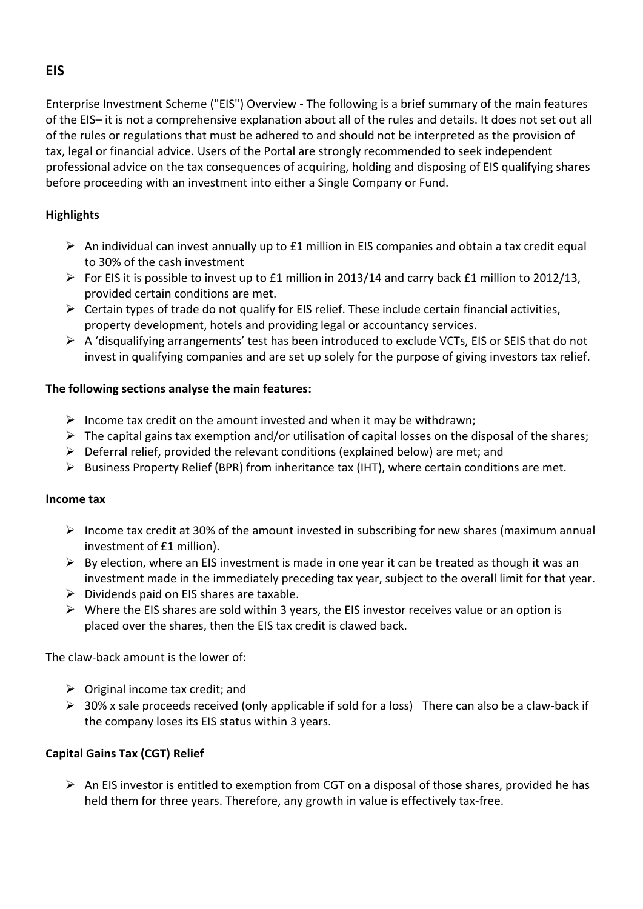## EIS

Enterprise Investment Scheme ("EIS") Overview - The following is a brief summary of the main features of the EIS– it is not a comprehensive explanation about all of the rules and details. It does not set out all of the rules or regulations that must be adhered to and should not be interpreted as the provision of tax, legal or financial advice. Users of the Portal are strongly recommended to seek independent professional advice on the tax consequences of acquiring, holding and disposing of EIS qualifying shares before proceeding with an investment into either a Single Company or Fund.

**Highlights**

- An individual can invest annually up to £1 million in EIS companies and obtain a tax credit equal to 30% of the cash investment
- For EIS it is possible to invest up to £1 million in 2013/14 and carry back £1 million to 2012/13, provided certain conditions are met.
- Certain types of trade do not qualify for EIS relief. These include certain financial activities, property development, hotels and providing legal or accountancy services.
- A 'disqualifying arrangements' test has been introduced to exclude VCTs, EIS or SEIS that do not invest in qualifying companies and are set up solely for the purpose of giving investors tax relief.

**The following sections analyse the main features:**

- Income tax credit on the amount invested and when it may be withdrawn;
- The capital gains tax exemption and/or utilisation of capital losses on the disposal of the shares;
- Deferral relief, provided the relevant conditions (explained below) are met; and
- Business Property Relief (BPR) from inheritance tax (IHT), where certain conditions are met.

**Income tax**

- Income tax credit at 30% of the amount invested in subscribing for new shares (maximum annual investment of £1 million).
- By election, where an EIS investment is made in one year it can be treated as though it was an investment made in the immediately preceding tax year, subject to the overall limit for that year.
- Dividends paid on EIS shares are taxable.
- Where the EIS shares are sold within 3 years, the EIS investor receives value or an option is placed over the shares, then the EIS tax credit is clawed back.

The claw-back amount is the lower of:

- Original income tax credit; and
- 30% x sale proceeds received (only applicable if sold for a loss) There can also be a claw-back if the company loses its EIS status within 3 years.

**Capital Gains Tax (CGT) Relief**

- An EIS investor is entitled to exemption from CGT on a disposal of those shares, provided he has held them for three years. Therefore, any growth in value is effectively tax-free.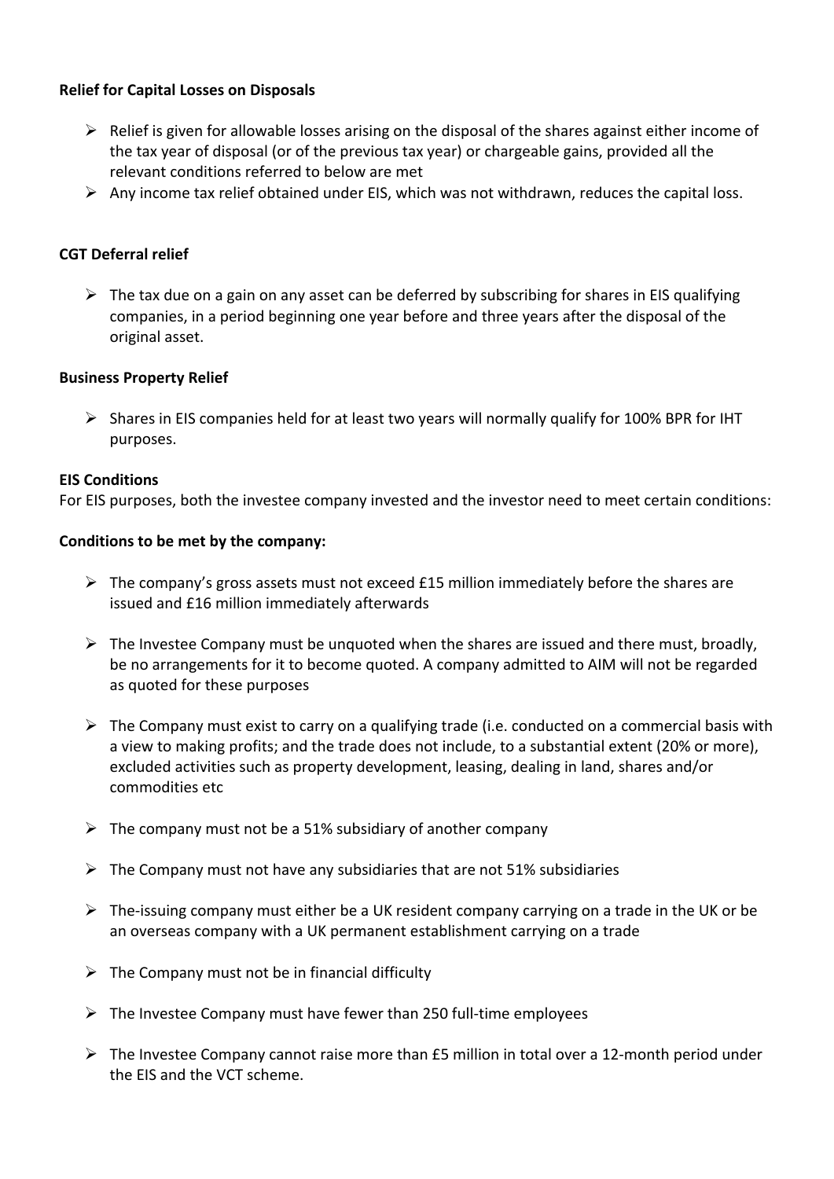**Relief for Capital Losses on Disposals**

- Relief is given for allowable losses arising on the disposal of the shares against either income of the tax year of disposal (or of the previous tax year) or chargeable gains, provided all the relevant conditions referred to below are met
- Any income tax relief obtained under EIS, which was not withdrawn, reduces the capital loss.

**CGT Deferral relief**

- The tax due on a gain on any asset can be deferred by subscribing for shares in EIS qualifying companies, in a period beginning one year before and three years after the disposal of the original asset.

**Business Property Relief**

- Shares in EIS companies held for at least two years will normally qualify for 100% BPR for IHT purposes.

**EIS Conditions**

For EIS purposes, both the investee company invested and the investor need to meet certain conditions:

**Conditions to be met by the company:**

- The company's gross assets must not exceed £15 million immediately before the shares are issued and £16 million immediately afterwards
- The Investee Company must be unquoted when the shares are issued and there must, broadly, be no arrangements for it to become quoted. A company admitted to AIM will not be regarded as quoted for these purposes
- The Company must exist to carry on a qualifying trade (i.e. conducted on a commercial basis with a view to making profits; and the trade does not include, to a substantial extent (20% or more), excluded activities such as property development, leasing, dealing in land, shares and/or commodities etc
- The company must not be a 51% subsidiary of another company
- The Company must not have any subsidiaries that are not 51% subsidiaries
- The-issuing company must either be a UK resident company carrying on a trade in the UK or be an overseas company with a UK permanent establishment carrying on a trade
- The Company must not be in financial difficulty
- The Investee Company must have fewer than 250 full-time employees
- The Investee Company cannot raise more than £5 million in total over a 12-month period under the EIS and the VCT scheme.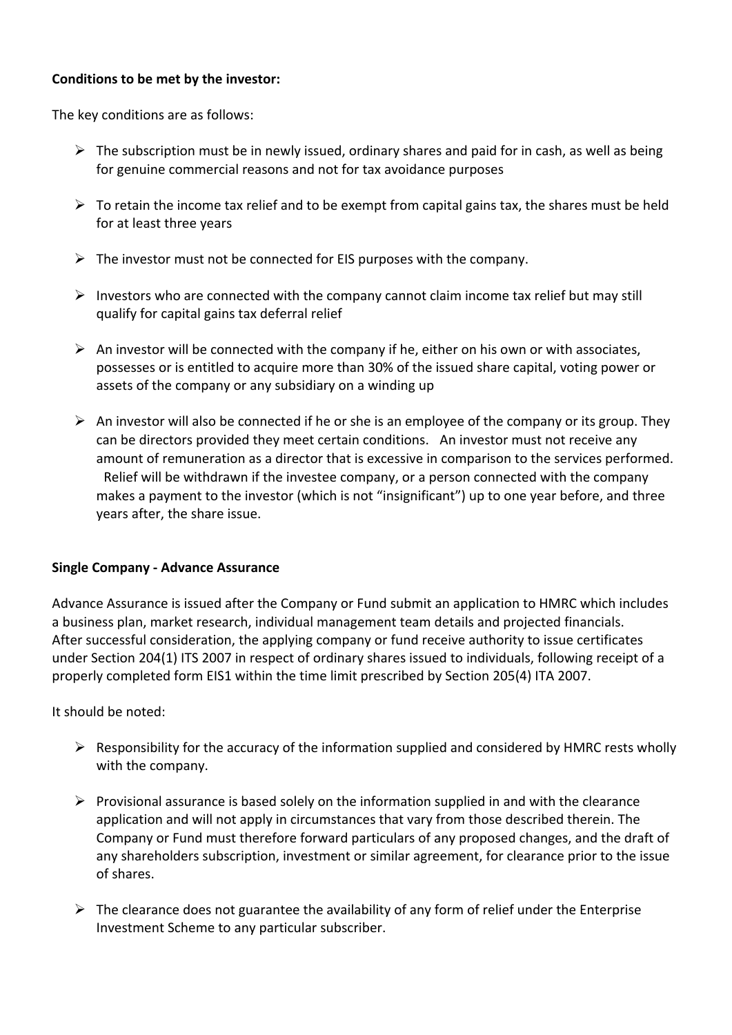**Conditions to be met by the investor:**

The key conditions are as follows:

- The subscription must be in newly issued, ordinary shares and paid for in cash, as well as being for genuine commercial reasons and not for tax avoidance purposes
- To retain the income tax relief and to be exempt from capital gains tax, the shares must be held for at least three years
- The investor must not be connected for EIS purposes with the company.
- Investors who are connected with the company cannot claim income tax relief but may still qualify for capital gains tax deferral relief
- An investor will be connected with the company if he, either on his own or with associates, possesses or is entitled to acquire more than 30% of the issued share capital, voting power or assets of the company or any subsidiary on a winding up
- An investor will also be connected if he or she is an employee of the company or its group. They can be directors provided they meet certain conditions. An investor must not receive any amount of remuneration as a director that is excessive in comparison to the services performed. Relief will be withdrawn if the investee company, or a person connected with the company makes a payment to the investor (which is not "insignificant") up to one year before, and three years after, the share issue.

**Single Company - Advance Assurance**

Advance Assurance is issued after the Company or Fund submit an application to HMRC which includes a business plan, market research, individual management team details and projected financials. After successful consideration, the applying company or fund receive authority to issue certificates under Section 204(1) ITS 2007 in respect of ordinary shares issued to individuals, following receipt of a properly completed form EIS1 within the time limit prescribed by Section 205(4) ITA 2007.

It should be noted:

- Responsibility for the accuracy of the information supplied and considered by HMRC rests wholly with the company.
- Provisional assurance is based solely on the information supplied in and with the clearance application and will not apply in circumstances that vary from those described therein. The Company or Fund must therefore forward particulars of any proposed changes, and the draft of any shareholders subscription, investment or similar agreement, for clearance prior to the issue of shares.
- The clearance does not guarantee the availability of any form of relief under the Enterprise Investment Scheme to any particular subscriber.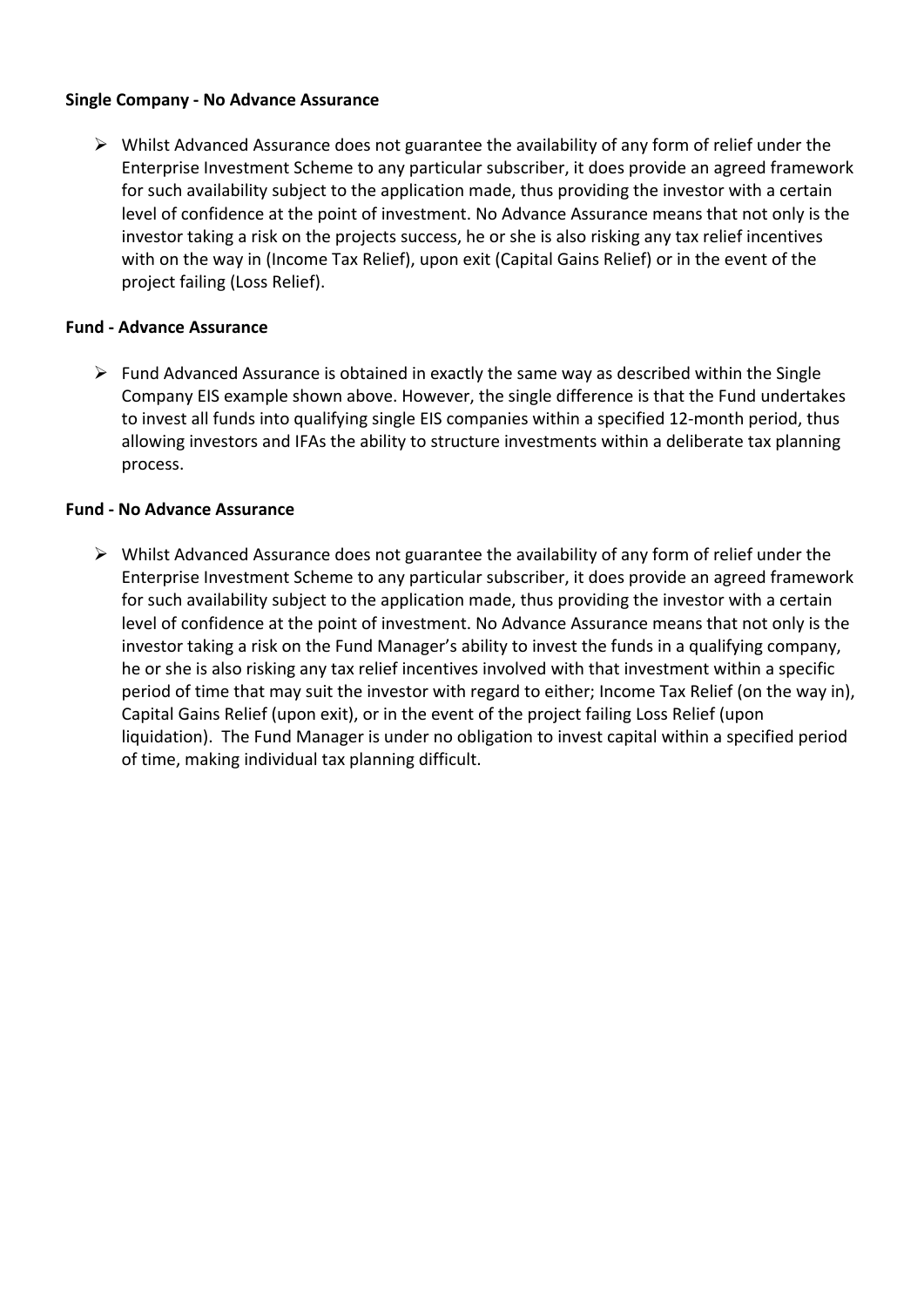**Single Company - No Advance Assurance**

- Whilst Advanced Assurance does not guarantee the availability of any form of relief under the Enterprise Investment Scheme to any particular subscriber, it does provide an agreed framework for such availability subject to the application made, thus providing the investor with a certain level of confidence at the point of investment. No Advance Assurance means that not only is the investor taking a risk on the projects success, he or she is also risking any tax relief incentives with on the way in (Income Tax Relief), upon exit (Capital Gains Relief) or in the event of the project failing (Loss Relief).

**Fund - Advance Assurance**

- Fund Advanced Assurance is obtained in exactly the same way as described within the Single Company EIS example shown above. However, the single difference is that the Fund undertakes to invest all funds into qualifying single EIS companies within a specified 12-month period, thus allowing investors and IFAs the ability to structure investments within a deliberate tax planning process.

**Fund - No Advance Assurance**

- Whilst Advanced Assurance does not guarantee the availability of any form of relief under the Enterprise Investment Scheme to any particular subscriber, it does provide an agreed framework for such availability subject to the application made, thus providing the investor with a certain level of confidence at the point of investment. No Advance Assurance means that not only is the investor taking a risk on the Fund Manager's ability to invest the funds in a qualifying company, he or she is also risking any tax relief incentives involved with that investment within a specific period of time that may suit the investor with regard to either; Income Tax Relief (on the way in), Capital Gains Relief (upon exit), or in the event of the project failing Loss Relief (upon liquidation). The Fund Manager is under no obligation to invest capital within a specified period of time, making individual tax planning difficult.